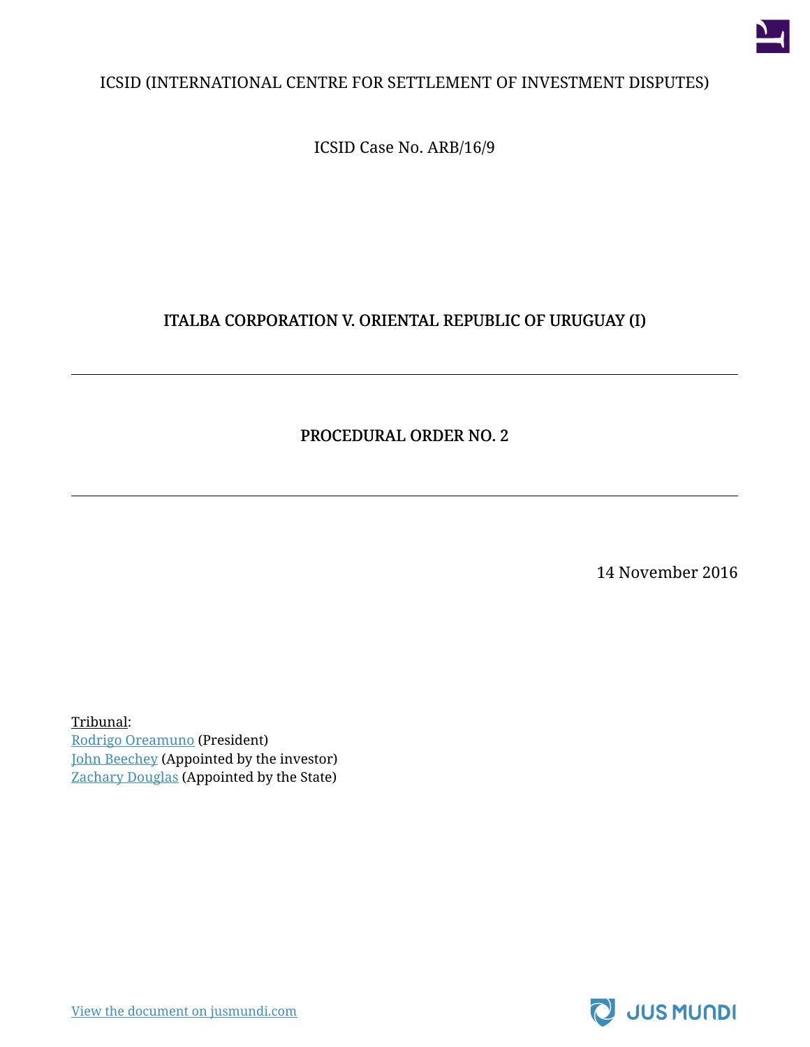ICSID (INTERNATIONAL CENTRE FOR SETTLEMENT OF INVESTMENT DISPUTES)

ICSID Case No. ARB/16/9

# ITALBA CORPORATION V. ORIENTAL REPUBLIC OF URUGUAY (I)

---

## PROCEDURAL ORDER NO. 2

---

14 November 2016

Tribunal:
Rodrigo Oreamuno (President)
John Beechey (Appointed by the investor)
Zachary Douglas (Appointed by the State)

View the document on jusmundi.com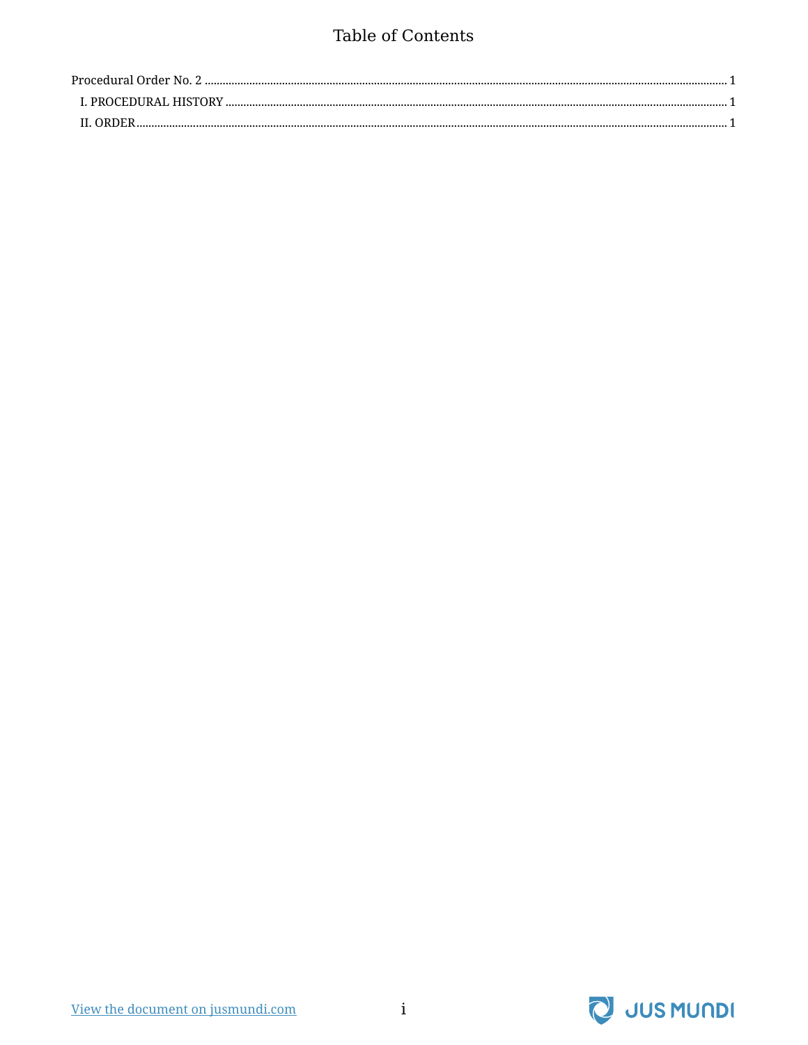# Table of Contents

Procedural Order No. 2 .......... 1

I. PROCEDURAL HISTORY .......... 1

II. ORDER .......... 1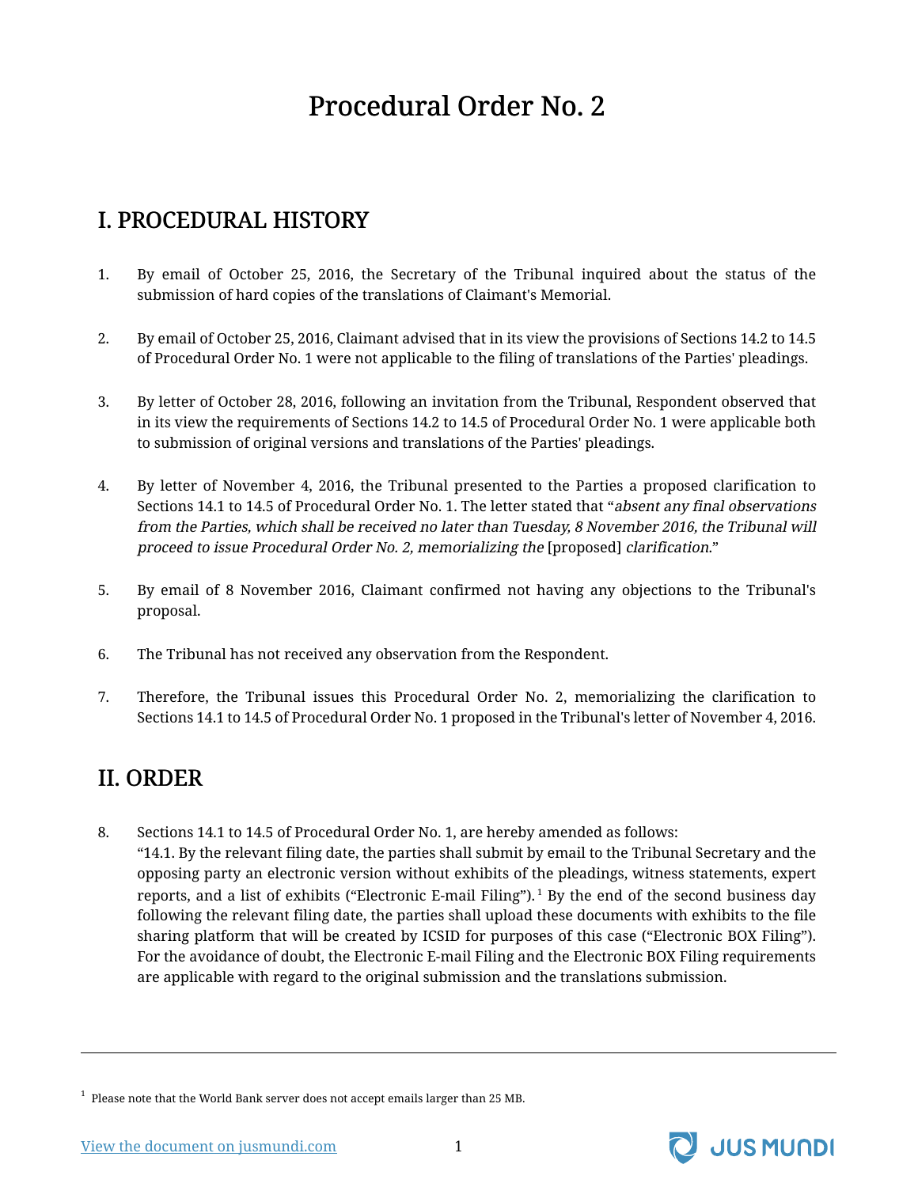# Procedural Order No. 2

## I. PROCEDURAL HISTORY

1. By email of October 25, 2016, the Secretary of the Tribunal inquired about the status of the submission of hard copies of the translations of Claimant's Memorial.

2. By email of October 25, 2016, Claimant advised that in its view the provisions of Sections 14.2 to 14.5 of Procedural Order No. 1 were not applicable to the filing of translations of the Parties' pleadings.

3. By letter of October 28, 2016, following an invitation from the Tribunal, Respondent observed that in its view the requirements of Sections 14.2 to 14.5 of Procedural Order No. 1 were applicable both to submission of original versions and translations of the Parties' pleadings.

4. By letter of November 4, 2016, the Tribunal presented to the Parties a proposed clarification to Sections 14.1 to 14.5 of Procedural Order No. 1. The letter stated that "*absent any final observations from the Parties, which shall be received no later than Tuesday, 8 November 2016, the Tribunal will proceed to issue Procedural Order No. 2, memorializing the* [proposed] *clarification*."

5. By email of 8 November 2016, Claimant confirmed not having any objections to the Tribunal's proposal.

6. The Tribunal has not received any observation from the Respondent.

7. Therefore, the Tribunal issues this Procedural Order No. 2, memorializing the clarification to Sections 14.1 to 14.5 of Procedural Order No. 1 proposed in the Tribunal's letter of November 4, 2016.

## II. ORDER

8. Sections 14.1 to 14.5 of Procedural Order No. 1, are hereby amended as follows:
"14.1. By the relevant filing date, the parties shall submit by email to the Tribunal Secretary and the opposing party an electronic version without exhibits of the pleadings, witness statements, expert reports, and a list of exhibits ("Electronic E-mail Filing").[1] By the end of the second business day following the relevant filing date, the parties shall upload these documents with exhibits to the file sharing platform that will be created by ICSID for purposes of this case ("Electronic BOX Filing"). For the avoidance of doubt, the Electronic E-mail Filing and the Electronic BOX Filing requirements are applicable with regard to the original submission and the translations submission.

[1] Please note that the World Bank server does not accept emails larger than 25 MB.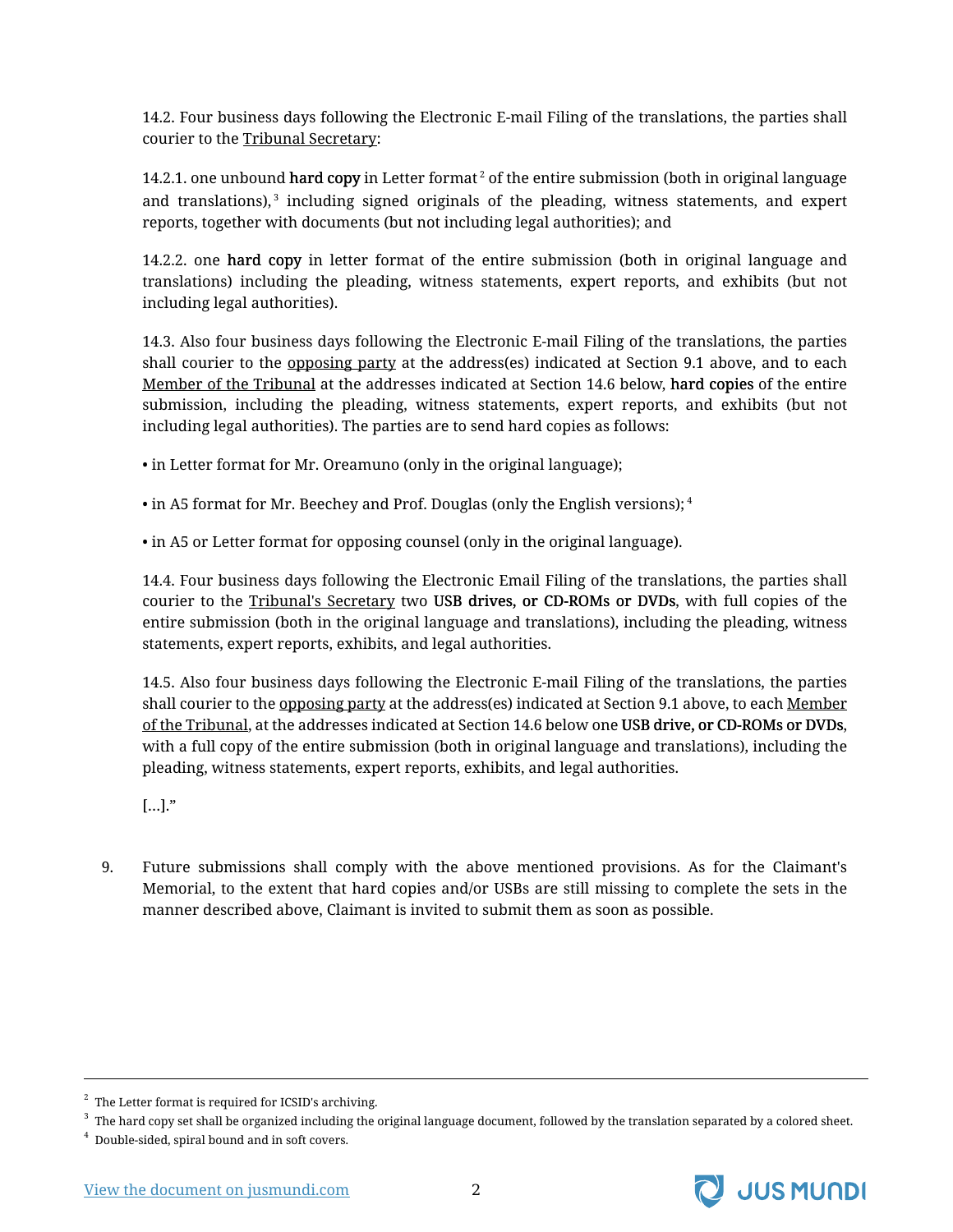14.2. Four business days following the Electronic E-mail Filing of the translations, the parties shall courier to the Tribunal Secretary:

14.2.1. one unbound **hard copy** in Letter format [2] of the entire submission (both in original language and translations), [3] including signed originals of the pleading, witness statements, and expert reports, together with documents (but not including legal authorities); and

14.2.2. one **hard copy** in letter format of the entire submission (both in original language and translations) including the pleading, witness statements, expert reports, and exhibits (but not including legal authorities).

14.3. Also four business days following the Electronic E-mail Filing of the translations, the parties shall courier to the opposing party at the address(es) indicated at Section 9.1 above, and to each Member of the Tribunal at the addresses indicated at Section 14.6 below, **hard copies** of the entire submission, including the pleading, witness statements, expert reports, and exhibits (but not including legal authorities). The parties are to send hard copies as follows:

- in Letter format for Mr. Oreamuno (only in the original language);
- in A5 format for Mr. Beechey and Prof. Douglas (only the English versions); [4]
- in A5 or Letter format for opposing counsel (only in the original language).

14.4. Four business days following the Electronic Email Filing of the translations, the parties shall courier to the Tribunal's Secretary two **USB drives, or CD-ROMs or DVDs**, with full copies of the entire submission (both in the original language and translations), including the pleading, witness statements, expert reports, exhibits, and legal authorities.

14.5. Also four business days following the Electronic E-mail Filing of the translations, the parties shall courier to the opposing party at the address(es) indicated at Section 9.1 above, to each Member of the Tribunal, at the addresses indicated at Section 14.6 below one **USB drive, or CD-ROMs or DVDs**, with a full copy of the entire submission (both in original language and translations), including the pleading, witness statements, expert reports, exhibits, and legal authorities.

[...]."

9. Future submissions shall comply with the above mentioned provisions. As for the Claimant's Memorial, to the extent that hard copies and/or USBs are still missing to complete the sets in the manner described above, Claimant is invited to submit them as soon as possible.

---

[2] The Letter format is required for ICSID's archiving.

[3] The hard copy set shall be organized including the original language document, followed by the translation separated by a colored sheet.

[4] Double-sided, spiral bound and in soft covers.